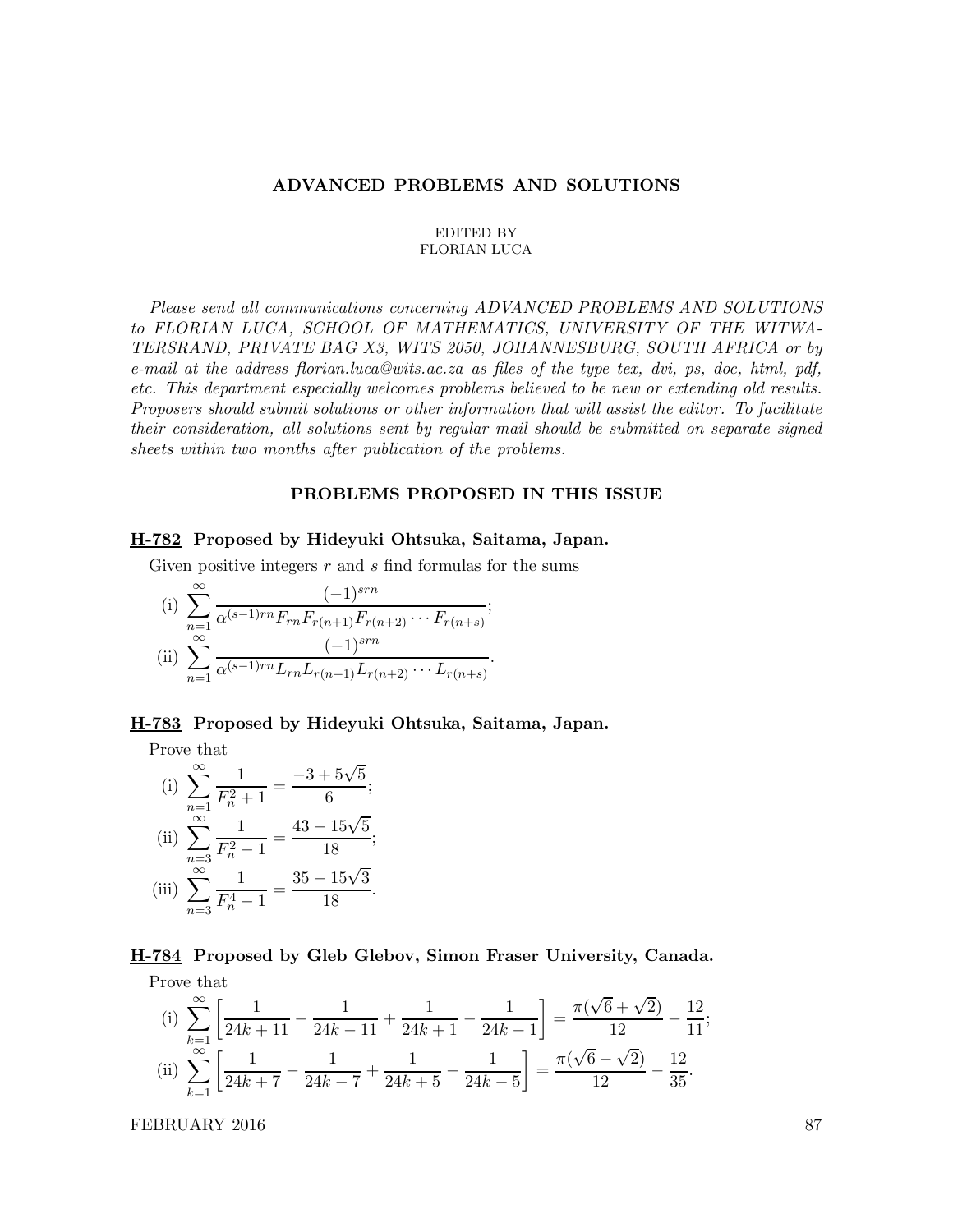# ADVANCED PROBLEMS AND SOLUTIONS

EDITED BY
FLORIAN LUCA

*Please send all communications concerning ADVANCED PROBLEMS AND SOLUTIONS to FLORIAN LUCA, SCHOOL OF MATHEMATICS, UNIVERSITY OF THE WITWATERSRAND, PRIVATE BAG X3, WITS 2050, JOHANNESBURG, SOUTH AFRICA or by e-mail at the address florian.luca@wits.ac.za as files of the type tex, dvi, ps, doc, html, pdf, etc. This department especially welcomes problems believed to be new or extending old results. Proposers should submit solutions or other information that will assist the editor. To facilitate their consideration, all solutions sent by regular mail should be submitted on separate signed sheets within two months after publication of the problems.*

## PROBLEMS PROPOSED IN THIS ISSUE

### H-782 Proposed by Hideyuki Ohtsuka, Saitama, Japan.

Given positive integers $r$ and $s$ find formulas for the sums

(i) $\displaystyle\sum_{n=1}^{\infty} \frac{(-1)^{srn}}{\alpha^{(s-1)rn} F_{rn} F_{r(n+1)} F_{r(n+2)} \cdots F_{r(n+s)}}$;

(ii) $\displaystyle\sum_{n=1}^{\infty} \frac{(-1)^{srn}}{\alpha^{(s-1)rn} L_{rn} L_{r(n+1)} L_{r(n+2)} \cdots L_{r(n+s)}}$.

### H-783 Proposed by Hideyuki Ohtsuka, Saitama, Japan.

Prove that

(i) $\displaystyle\sum_{n=1}^{\infty} \frac{1}{F_n^2+1} = \frac{-3+5\sqrt{5}}{6}$;

(ii) $\displaystyle\sum_{n=3}^{\infty} \frac{1}{F_n^2-1} = \frac{43-15\sqrt{5}}{18}$;

(iii) $\displaystyle\sum_{n=3}^{\infty} \frac{1}{F_n^4-1} = \frac{35-15\sqrt{3}}{18}$.

### H-784 Proposed by Gleb Glebov, Simon Fraser University, Canada.

Prove that

(i) $\displaystyle\sum_{k=1}^{\infty} \left[\frac{1}{24k+11} - \frac{1}{24k-11} + \frac{1}{24k+1} - \frac{1}{24k-1}\right] = \frac{\pi(\sqrt{6}+\sqrt{2})}{12} - \frac{12}{11}$;

(ii) $\displaystyle\sum_{k=1}^{\infty} \left[\frac{1}{24k+7} - \frac{1}{24k-7} + \frac{1}{24k+5} - \frac{1}{24k-5}\right] = \frac{\pi(\sqrt{6}-\sqrt{2})}{12} - \frac{12}{35}$.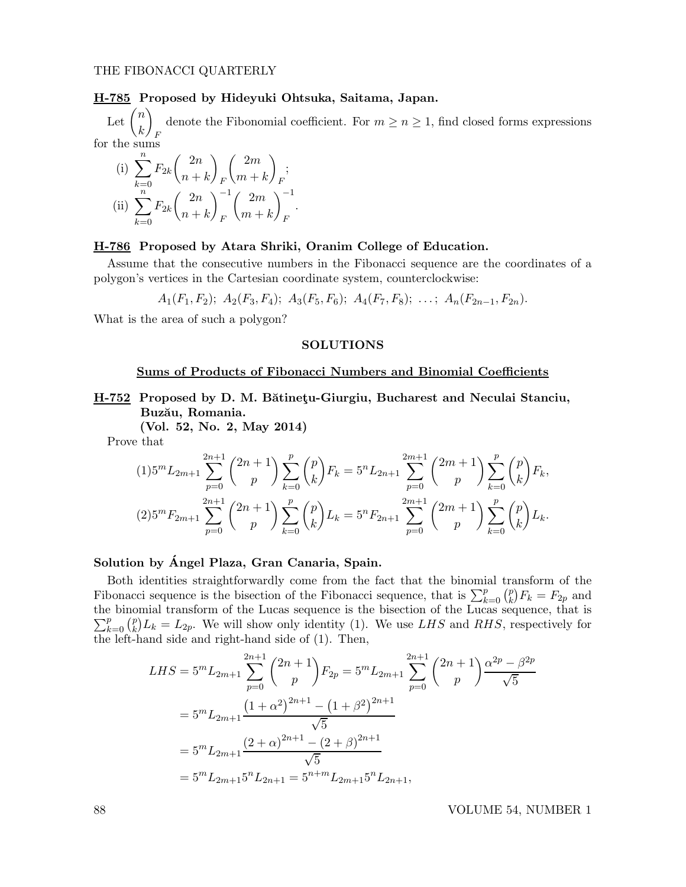**H-785 Proposed by Hideyuki Ohtsuka, Saitama, Japan.**

Let $\binom{n}{k}_F$ denote the Fibonomial coefficient. For $m \geq n \geq 1$, find closed forms expressions for the sums

(i) $\displaystyle\sum_{k=0}^{n} F_{2k} \binom{2n}{n+k}_F \binom{2m}{m+k}_F$;

(ii) $\displaystyle\sum_{k=0}^{n} F_{2k} \binom{2n}{n+k}_F^{-1} \binom{2m}{m+k}_F^{-1}$.

**H-786 Proposed by Atara Shriki, Oranim College of Education.**

Assume that the consecutive numbers in the Fibonacci sequence are the coordinates of a polygon's vertices in the Cartesian coordinate system, counterclockwise:

$$A_1(F_1, F_2);\ A_2(F_3, F_4);\ A_3(F_5, F_6);\ A_4(F_7, F_8);\ \ldots;\ A_n(F_{2n-1}, F_{2n}).$$

What is the area of such a polygon?

## SOLUTIONS

### Sums of Products of Fibonacci Numbers and Binomial Coefficients

**H-752 Proposed by D. M. Bătineţu-Giurgiu, Bucharest and Neculai Stanciu, Buzău, Romania.**
**(Vol. 52, No. 2, May 2014)**

Prove that

$$(1) 5^m L_{2m+1} \sum_{p=0}^{2n+1} \binom{2n+1}{p} \sum_{k=0}^{p} \binom{p}{k} F_k = 5^n L_{2n+1} \sum_{p=0}^{2m+1} \binom{2m+1}{p} \sum_{k=0}^{p} \binom{p}{k} F_k,$$

$$(2) 5^m F_{2m+1} \sum_{p=0}^{2n+1} \binom{2n+1}{p} \sum_{k=0}^{p} \binom{p}{k} L_k = 5^n F_{2n+1} \sum_{p=0}^{2m+1} \binom{2m+1}{p} \sum_{k=0}^{p} \binom{p}{k} L_k.$$

**Solution by Ángel Plaza, Gran Canaria, Spain.**

Both identities straightforwardly come from the fact that the binomial transform of the Fibonacci sequence is the bisection of the Fibonacci sequence, that is $\sum_{k=0}^{p} \binom{p}{k} F_k = F_{2p}$ and the binomial transform of the Lucas sequence is the bisection of the Lucas sequence, that is $\sum_{k=0}^{p} \binom{p}{k} L_k = L_{2p}$. We will show only identity (1). We use $LHS$ and $RHS$, respectively for the left-hand side and right-hand side of (1). Then,

$$\begin{aligned}
LHS &= 5^m L_{2m+1} \sum_{p=0}^{2n+1} \binom{2n+1}{p} F_{2p} = 5^m L_{2m+1} \sum_{p=0}^{2n+1} \binom{2n+1}{p} \frac{\alpha^{2p} - \beta^{2p}}{\sqrt{5}} \\
&= 5^m L_{2m+1} \frac{\left(1+\alpha^2\right)^{2n+1} - \left(1+\beta^2\right)^{2n+1}}{\sqrt{5}} \\
&= 5^m L_{2m+1} \frac{\left(2+\alpha\right)^{2n+1} - \left(2+\beta\right)^{2n+1}}{\sqrt{5}} \\
&= 5^m L_{2m+1} 5^n L_{2n+1} = 5^{n+m} L_{2m+1} 5^n L_{2n+1},
\end{aligned}$$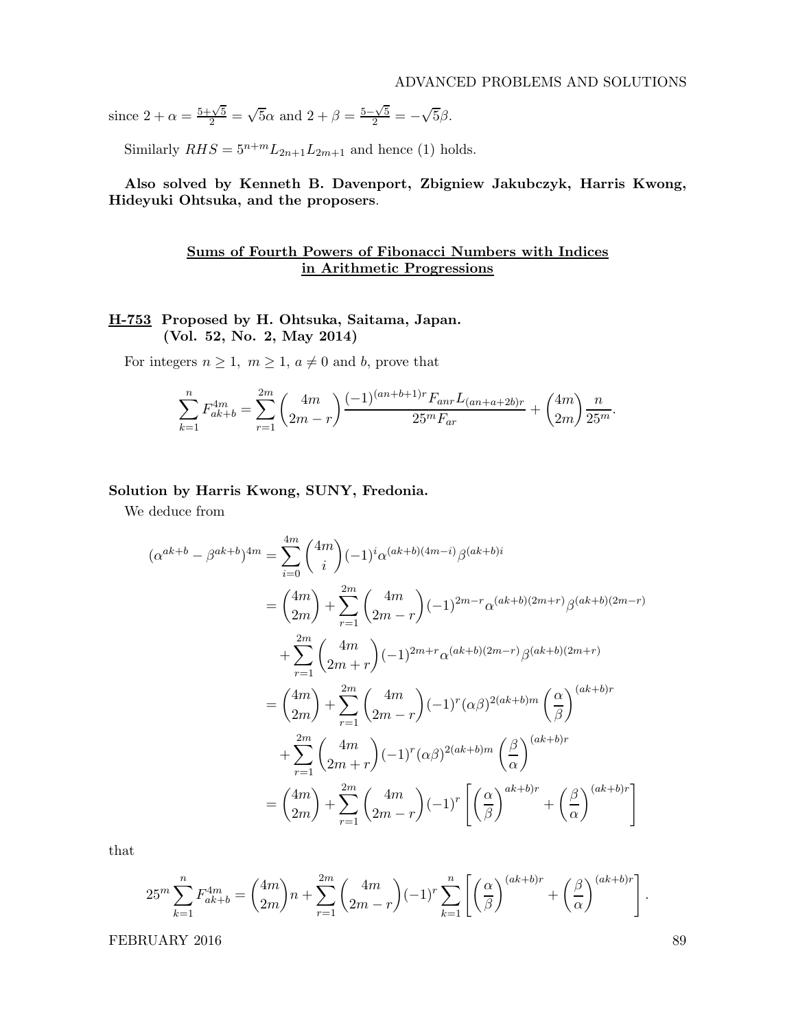since $2 + \alpha = \frac{5+\sqrt{5}}{2} = \sqrt{5}\alpha$ and $2 + \beta = \frac{5-\sqrt{5}}{2} = -\sqrt{5}\beta$.

Similarly $RHS = 5^{n+m} L_{2n+1} L_{2m+1}$ and hence (1) holds.

**Also solved by Kenneth B. Davenport, Zbigniew Jakubczyk, Harris Kwong, Hideyuki Ohtsuka, and the proposers**.

## Sums of Fourth Powers of Fibonacci Numbers with Indices in Arithmetic Progressions

**H-753 Proposed by H. Ohtsuka, Saitama, Japan. (Vol. 52, No. 2, May 2014)**

For integers $n \geq 1$, $m \geq 1$, $a \neq 0$ and $b$, prove that

$$\sum_{k=1}^{n} F_{ak+b}^{4m} = \sum_{r=1}^{2m} \binom{4m}{2m-r} \frac{(-1)^{(an+b+1)r} F_{anr} L_{(an+a+2b)r}}{25^m F_{ar}} + \binom{4m}{2m} \frac{n}{25^m}.$$

**Solution by Harris Kwong, SUNY, Fredonia.**

We deduce from

$$\begin{aligned}
(\alpha^{ak+b} - \beta^{ak+b})^{4m} &= \sum_{i=0}^{4m} \binom{4m}{i} (-1)^i \alpha^{(ak+b)(4m-i)} \beta^{(ak+b)i} \\
&= \binom{4m}{2m} + \sum_{r=1}^{2m} \binom{4m}{2m-r} (-1)^{2m-r} \alpha^{(ak+b)(2m+r)} \beta^{(ak+b)(2m-r)} \\
&\quad + \sum_{r=1}^{2m} \binom{4m}{2m+r} (-1)^{2m+r} \alpha^{(ak+b)(2m-r)} \beta^{(ak+b)(2m+r)} \\
&= \binom{4m}{2m} + \sum_{r=1}^{2m} \binom{4m}{2m-r} (-1)^r (\alpha\beta)^{2(ak+b)m} \left(\frac{\alpha}{\beta}\right)^{(ak+b)r} \\
&\quad + \sum_{r=1}^{2m} \binom{4m}{2m+r} (-1)^r (\alpha\beta)^{2(ak+b)m} \left(\frac{\beta}{\alpha}\right)^{(ak+b)r} \\
&= \binom{4m}{2m} + \sum_{r=1}^{2m} \binom{4m}{2m-r} (-1)^r \left[ \left(\frac{\alpha}{\beta}\right)^{ak+b)r} + \left(\frac{\beta}{\alpha}\right)^{(ak+b)r} \right]
\end{aligned}$$

that

$$25^m \sum_{k=1}^{n} F_{ak+b}^{4m} = \binom{4m}{2m} n + \sum_{r=1}^{2m} \binom{4m}{2m-r} (-1)^r \sum_{k=1}^{n} \left[ \left(\frac{\alpha}{\beta}\right)^{(ak+b)r} + \left(\frac{\beta}{\alpha}\right)^{(ak+b)r} \right].$$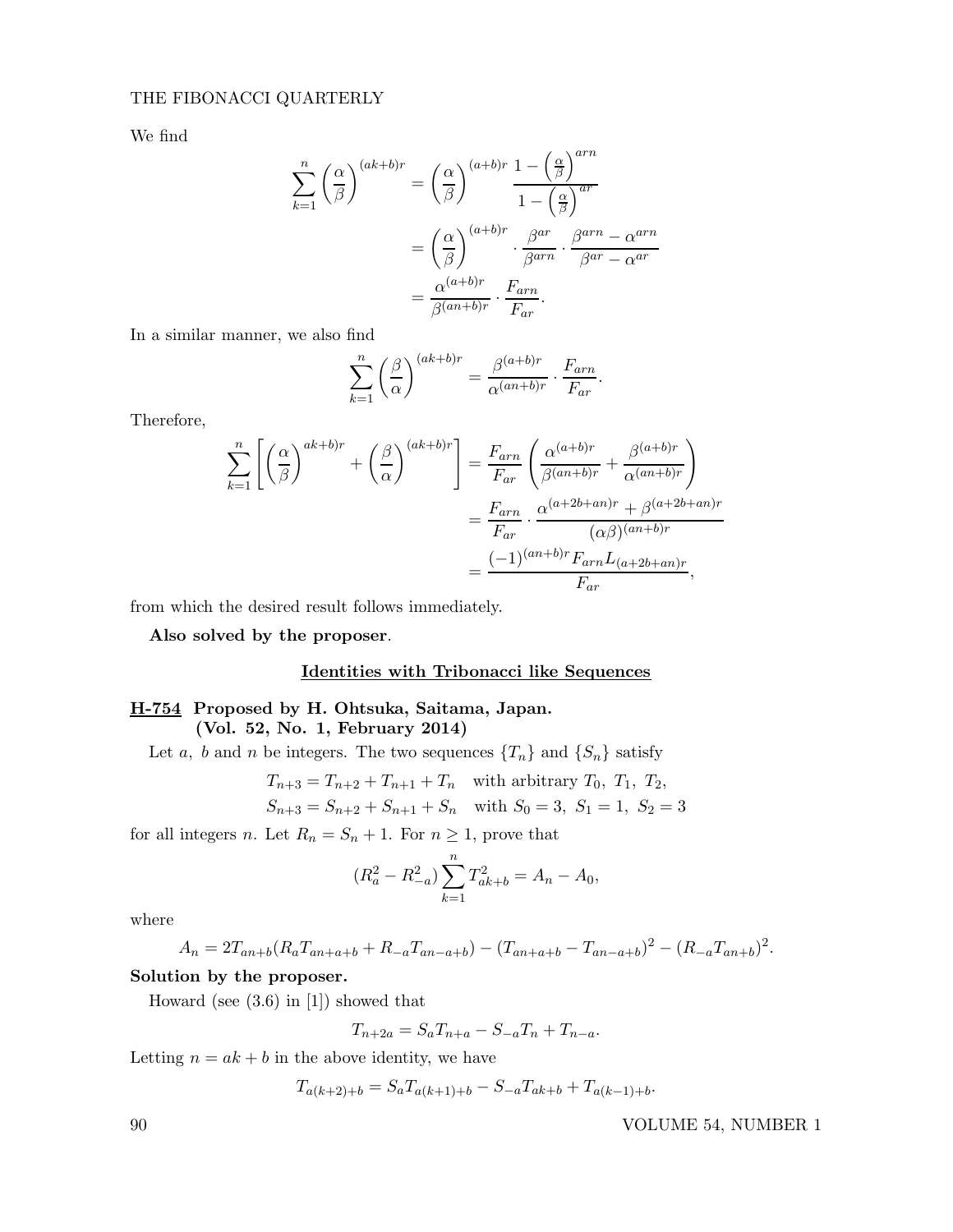We find

$$\sum_{k=1}^{n}\left(\frac{\alpha}{\beta}\right)^{(ak+b)r} = \left(\frac{\alpha}{\beta}\right)^{(a+b)r}\frac{1-\left(\frac{\alpha}{\beta}\right)^{arn}}{1-\left(\frac{\alpha}{\beta}\right)^{ar}}$$
$$= \left(\frac{\alpha}{\beta}\right)^{(a+b)r}\cdot\frac{\beta^{ar}}{\beta^{arn}}\cdot\frac{\beta^{arn}-\alpha^{arn}}{\beta^{ar}-\alpha^{ar}}$$
$$= \frac{\alpha^{(a+b)r}}{\beta^{(an+b)r}}\cdot\frac{F_{arn}}{F_{ar}}.$$

In a similar manner, we also find

$$\sum_{k=1}^{n}\left(\frac{\beta}{\alpha}\right)^{(ak+b)r} = \frac{\beta^{(a+b)r}}{\alpha^{(an+b)r}}\cdot\frac{F_{arn}}{F_{ar}}.$$

Therefore,

$$\sum_{k=1}^{n}\left[\left(\frac{\alpha}{\beta}\right)^{ak+b)r}+\left(\frac{\beta}{\alpha}\right)^{(ak+b)r}\right] = \frac{F_{arn}}{F_{ar}}\left(\frac{\alpha^{(a+b)r}}{\beta^{(an+b)r}}+\frac{\beta^{(a+b)r}}{\alpha^{(an+b)r}}\right)$$
$$= \frac{F_{arn}}{F_{ar}}\cdot\frac{\alpha^{(a+2b+an)r}+\beta^{(a+2b+an)r}}{(\alpha\beta)^{(an+b)r}}$$
$$= \frac{(-1)^{(an+b)r}F_{arn}L_{(a+2b+an)r}}{F_{ar}},$$

from which the desired result follows immediately.

**Also solved by the proposer**.

## Identities with Tribonacci like Sequences

**H-754 Proposed by H. Ohtsuka, Saitama, Japan. (Vol. 52, No. 1, February 2014)**

Let $a$, $b$ and $n$ be integers. The two sequences $\{T_n\}$ and $\{S_n\}$ satisfy

$$T_{n+3} = T_{n+2} + T_{n+1} + T_n \quad \text{with arbitrary } T_0,\ T_1,\ T_2,$$
$$S_{n+3} = S_{n+2} + S_{n+1} + S_n \quad \text{with } S_0 = 3,\ S_1 = 1,\ S_2 = 3$$

for all integers $n$. Let $R_n = S_n + 1$. For $n \geq 1$, prove that

$$(R_a^2 - R_{-a}^2)\sum_{k=1}^{n} T_{ak+b}^2 = A_n - A_0,$$

where

$$A_n = 2T_{an+b}(R_aT_{an+a+b} + R_{-a}T_{an-a+b}) - (T_{an+a+b} - T_{an-a+b})^2 - (R_{-a}T_{an+b})^2.$$

**Solution by the proposer.**

Howard (see (3.6) in [1]) showed that

$$T_{n+2a} = S_aT_{n+a} - S_{-a}T_n + T_{n-a}.$$

Letting $n = ak + b$ in the above identity, we have

$$T_{a(k+2)+b} = S_aT_{a(k+1)+b} - S_{-a}T_{ak+b} + T_{a(k-1)+b}.$$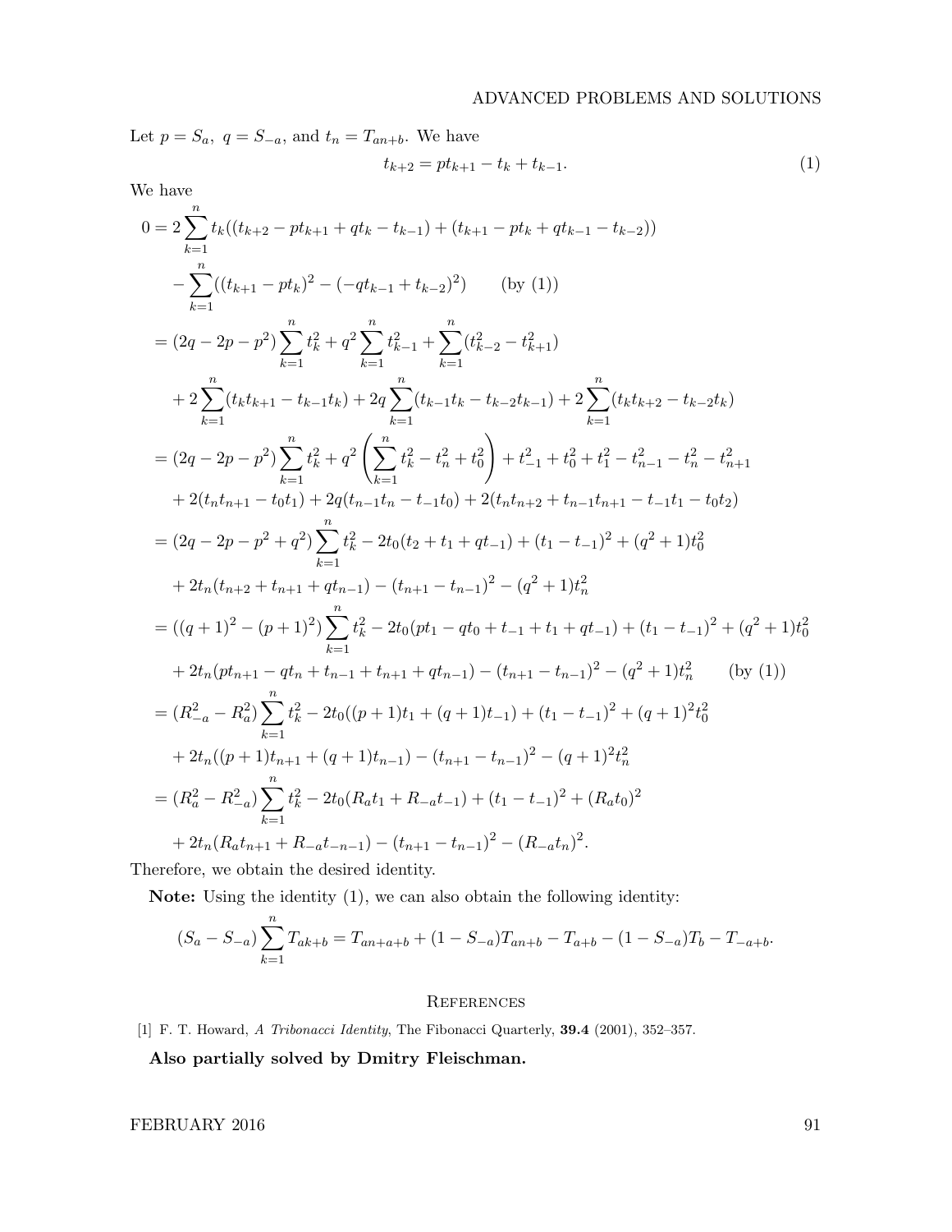Let $p = S_a,\ q = S_{-a}$, and $t_n = T_{an+b}$. We have

$$t_{k+2} = pt_{k+1} - t_k + t_{k-1}. \tag{1}$$

We have

$$\begin{aligned}
0 &= 2\sum_{k=1}^{n} t_k((t_{k+2} - pt_{k+1} + qt_k - t_{k-1}) + (t_{k+1} - pt_k + qt_{k-1} - t_{k-2})) \\
&\quad - \sum_{k=1}^{n}((t_{k+1} - pt_k)^2 - (-qt_{k-1} + t_{k-2})^2) \qquad \text{(by (1))} \\
&= (2q - 2p - p^2)\sum_{k=1}^{n} t_k^2 + q^2 \sum_{k=1}^{n} t_{k-1}^2 + \sum_{k=1}^{n}(t_{k-2}^2 - t_{k+1}^2) \\
&\quad + 2\sum_{k=1}^{n}(t_k t_{k+1} - t_{k-1}t_k) + 2q\sum_{k=1}^{n}(t_{k-1}t_k - t_{k-2}t_{k-1}) + 2\sum_{k=1}^{n}(t_k t_{k+2} - t_{k-2}t_k) \\
&= (2q - 2p - p^2)\sum_{k=1}^{n} t_k^2 + q^2\left(\sum_{k=1}^{n} t_k^2 - t_n^2 + t_0^2\right) + t_{-1}^2 + t_0^2 + t_1^2 - t_{n-1}^2 - t_n^2 - t_{n+1}^2 \\
&\quad + 2(t_n t_{n+1} - t_0 t_1) + 2q(t_{n-1}t_n - t_{-1}t_0) + 2(t_n t_{n+2} + t_{n-1}t_{n+1} - t_{-1}t_1 - t_0 t_2) \\
&= (2q - 2p - p^2 + q^2)\sum_{k=1}^{n} t_k^2 - 2t_0(t_2 + t_1 + qt_{-1}) + (t_1 - t_{-1})^2 + (q^2+1)t_0^2 \\
&\quad + 2t_n(t_{n+2} + t_{n+1} + qt_{n-1}) - (t_{n+1} - t_{n-1})^2 - (q^2+1)t_n^2 \\
&= ((q+1)^2 - (p+1)^2)\sum_{k=1}^{n} t_k^2 - 2t_0(pt_1 - qt_0 + t_{-1} + t_1 + qt_{-1}) + (t_1 - t_{-1})^2 + (q^2+1)t_0^2 \\
&\quad + 2t_n(pt_{n+1} - qt_n + t_{n-1} + t_{n+1} + qt_{n-1}) - (t_{n+1} - t_{n-1})^2 - (q^2+1)t_n^2 \qquad \text{(by (1))} \\
&= (R_{-a}^2 - R_a^2)\sum_{k=1}^{n} t_k^2 - 2t_0((p+1)t_1 + (q+1)t_{-1}) + (t_1 - t_{-1})^2 + (q+1)^2 t_0^2 \\
&\quad + 2t_n((p+1)t_{n+1} + (q+1)t_{n-1}) - (t_{n+1} - t_{n-1})^2 - (q+1)^2 t_n^2 \\
&= (R_a^2 - R_{-a}^2)\sum_{k=1}^{n} t_k^2 - 2t_0(R_a t_1 + R_{-a}t_{-1}) + (t_1 - t_{-1})^2 + (R_a t_0)^2 \\
&\quad + 2t_n(R_a t_{n+1} + R_{-a}t_{-n-1}) - (t_{n+1} - t_{n-1})^2 - (R_{-a}t_n)^2.
\end{aligned}$$

Therefore, we obtain the desired identity.

**Note:** Using the identity (1), we can also obtain the following identity:

$$(S_a - S_{-a})\sum_{k=1}^{n} T_{ak+b} = T_{an+a+b} + (1 - S_{-a})T_{an+b} - T_{a+b} - (1 - S_{-a})T_b - T_{-a+b}.$$

## References

[1] F. T. Howard, *A Tribonacci Identity*, The Fibonacci Quarterly, **39.4** (2001), 352–357.

**Also partially solved by Dmitry Fleischman.**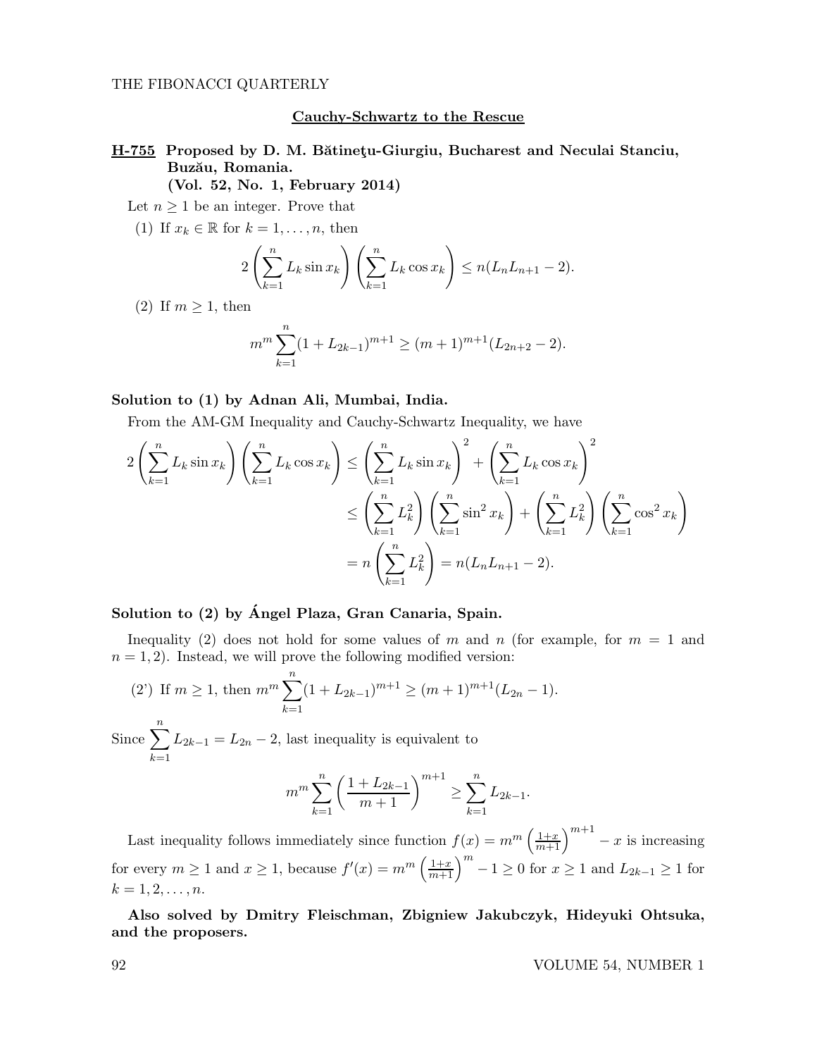## Cauchy-Schwartz to the Rescue

**H-755 Proposed by D. M. Bătineţu-Giurgiu, Bucharest and Neculai Stanciu, Buzău, Romania.**
**(Vol. 52, No. 1, February 2014)**

Let $n \geq 1$ be an integer. Prove that

(1) If $x_k \in \mathbb{R}$ for $k = 1, \ldots, n$, then

$$2\left(\sum_{k=1}^{n} L_k \sin x_k\right)\left(\sum_{k=1}^{n} L_k \cos x_k\right) \leq n(L_n L_{n+1} - 2).$$

(2) If $m \geq 1$, then

$$m^m \sum_{k=1}^{n} (1 + L_{2k-1})^{m+1} \geq (m+1)^{m+1}(L_{2n+2} - 2).$$

### Solution to (1) by Adnan Ali, Mumbai, India.

From the AM-GM Inequality and Cauchy-Schwartz Inequality, we have

$$\begin{aligned}
2\left(\sum_{k=1}^{n} L_k \sin x_k\right)\left(\sum_{k=1}^{n} L_k \cos x_k\right) &\leq \left(\sum_{k=1}^{n} L_k \sin x_k\right)^2 + \left(\sum_{k=1}^{n} L_k \cos x_k\right)^2 \\
&\leq \left(\sum_{k=1}^{n} L_k^2\right)\left(\sum_{k=1}^{n} \sin^2 x_k\right) + \left(\sum_{k=1}^{n} L_k^2\right)\left(\sum_{k=1}^{n} \cos^2 x_k\right) \\
&= n\left(\sum_{k=1}^{n} L_k^2\right) = n(L_n L_{n+1} - 2).
\end{aligned}$$

### Solution to (2) by Ángel Plaza, Gran Canaria, Spain.

Inequality (2) does not hold for some values of $m$ and $n$ (for example, for $m = 1$ and $n = 1, 2$). Instead, we will prove the following modified version:

(2') If $m \geq 1$, then $m^m \sum_{k=1}^{n} (1 + L_{2k-1})^{m+1} \geq (m+1)^{m+1}(L_{2n} - 1)$.

Since $\sum_{k=1}^{n} L_{2k-1} = L_{2n} - 2$, last inequality is equivalent to

$$m^m \sum_{k=1}^{n} \left(\frac{1 + L_{2k-1}}{m+1}\right)^{m+1} \geq \sum_{k=1}^{n} L_{2k-1}.$$

Last inequality follows immediately since function $f(x) = m^m \left(\frac{1+x}{m+1}\right)^{m+1} - x$ is increasing for every $m \geq 1$ and $x \geq 1$, because $f'(x) = m^m \left(\frac{1+x}{m+1}\right)^m - 1 \geq 0$ for $x \geq 1$ and $L_{2k-1} \geq 1$ for $k = 1, 2, \ldots, n$.

**Also solved by Dmitry Fleischman, Zbigniew Jakubczyk, Hideyuki Ohtsuka, and the proposers.**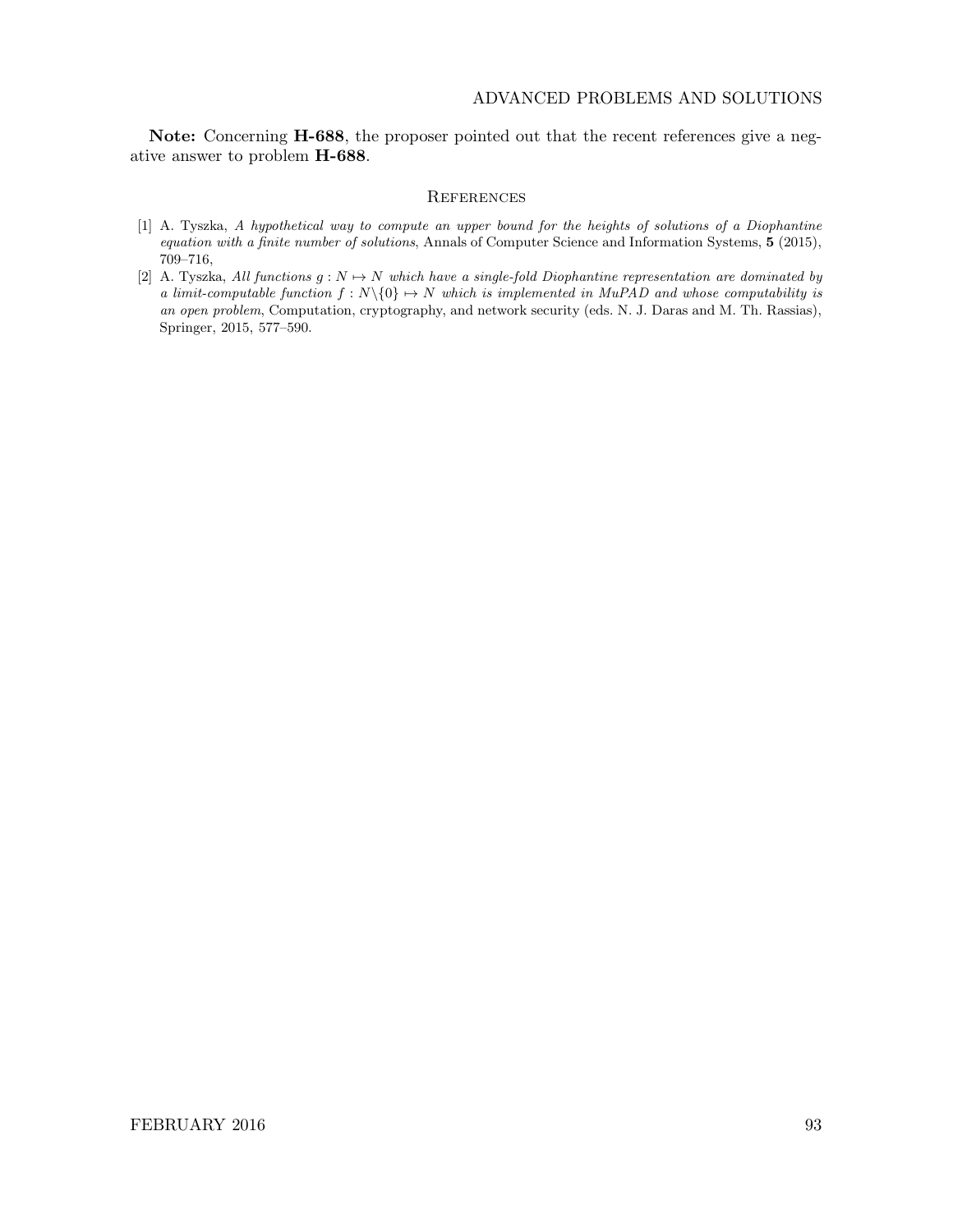**Note:** Concerning **H-688**, the proposer pointed out that the recent references give a negative answer to problem **H-688**.

## References

[1] A. Tyszka, *A hypothetical way to compute an upper bound for the heights of solutions of a Diophantine equation with a finite number of solutions*, Annals of Computer Science and Information Systems, **5** (2015), 709–716,

[2] A. Tyszka, *All functions $g : N \mapsto N$ which have a single-fold Diophantine representation are dominated by a limit-computable function $f : N \backslash \{0\} \mapsto N$ which is implemented in MuPAD and whose computability is an open problem*, Computation, cryptography, and network security (eds. N. J. Daras and M. Th. Rassias), Springer, 2015, 577–590.